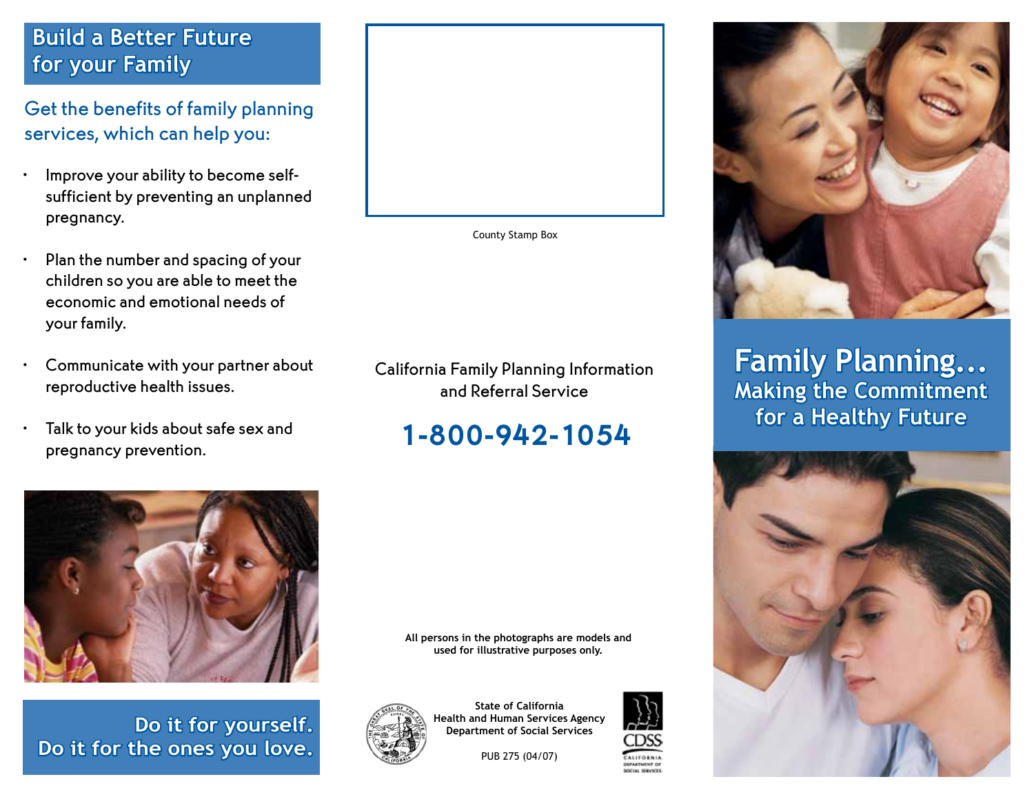## Build a Better Future for your Family

### Get the benefits of family planning services, which can help you:

- Improve your ability to become self-sufficient by preventing an unplanned pregnancy.
- Plan the number and spacing of your children so you are able to meet the economic and emotional needs of your family.
- Communicate with your partner about reproductive health issues.
- Talk to your kids about safe sex and pregnancy prevention.

**Do it for yourself.**
**Do it for the ones you love.**

County Stamp Box

California Family Planning Information and Referral Service

## 1-800-942-1054

All persons in the photographs are models and used for illustrative purposes only.

State of California
Health and Human Services Agency
Department of Social Services

PUB 275 (04/07)

CDSS
California Department of Social Services

# Family Planning...

## Making the Commitment for a Healthy Future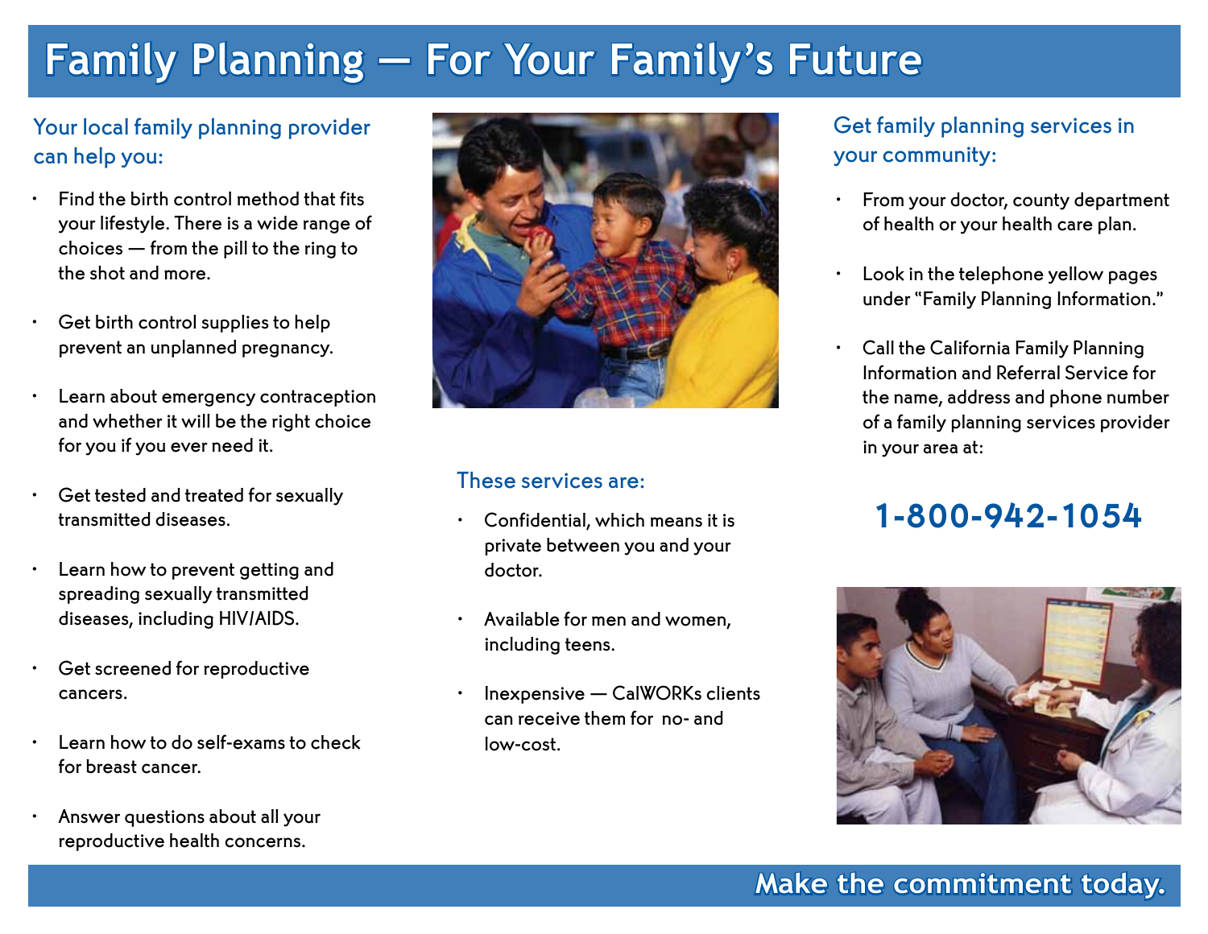# Family Planning — For Your Family's Future

## Your local family planning provider can help you:

- Find the birth control method that fits your lifestyle. There is a wide range of choices — from the pill to the ring to the shot and more.
- Get birth control supplies to help prevent an unplanned pregnancy.
- Learn about emergency contraception and whether it will be the right choice for you if you ever need it.
- Get tested and treated for sexually transmitted diseases.
- Learn how to prevent getting and spreading sexually transmitted diseases, including HIV/AIDS.
- Get screened for reproductive cancers.
- Learn how to do self-exams to check for breast cancer.
- Answer questions about all your reproductive health concerns.

## These services are:

- Confidential, which means it is private between you and your doctor.
- Available for men and women, including teens.
- Inexpensive — CalWORKs clients can receive them for no- and low-cost.

## Get family planning services in your community:

- From your doctor, county department of health or your health care plan.
- Look in the telephone yellow pages under "Family Planning Information."
- Call the California Family Planning Information and Referral Service for the name, address and phone number of a family planning services provider in your area at:

**1-800-942-1054**

**Make the commitment today.**